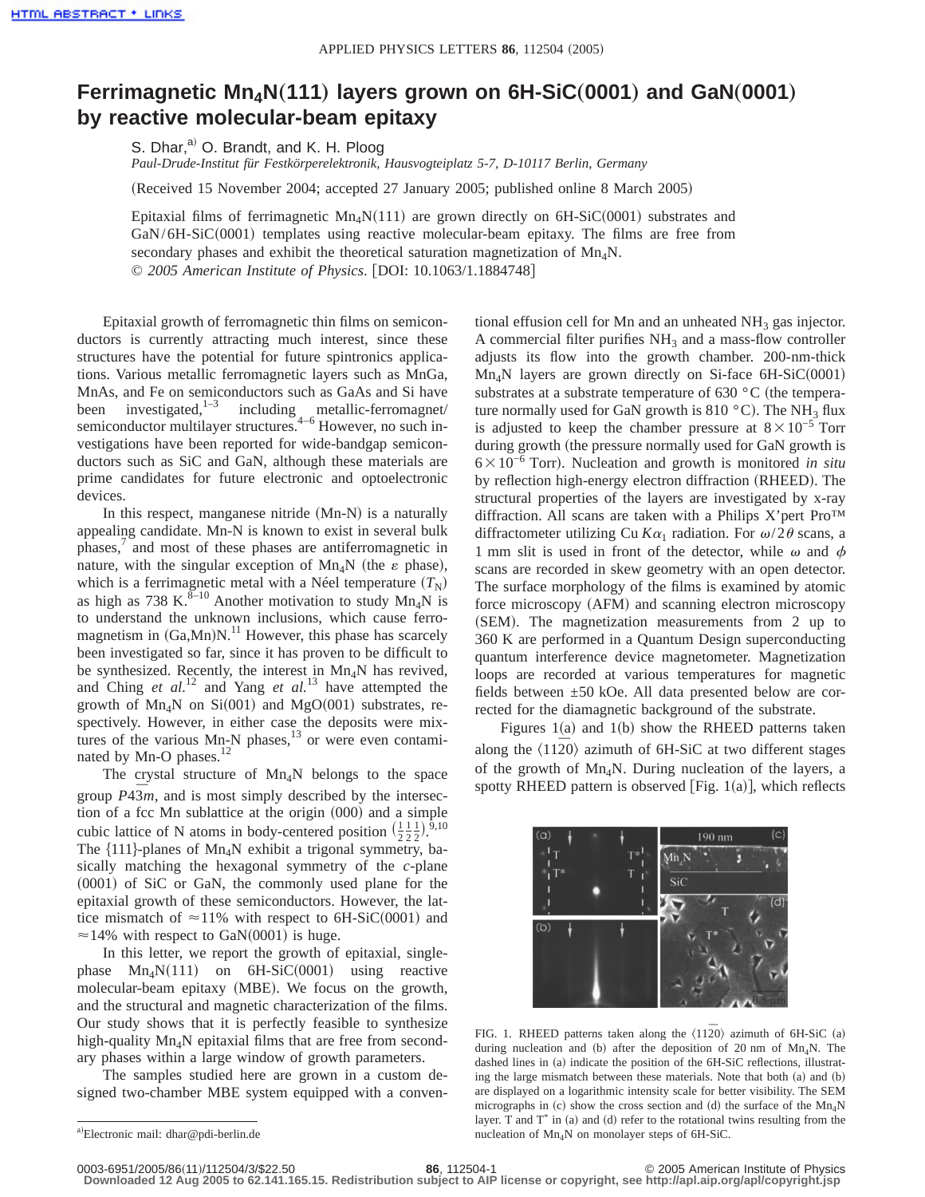# Ferrimagnetic $Mn_4N(111)$ layers grown on 6H-SiC(0001) and GaN(0001) by reactive molecular-beam epitaxy

S. Dhar,[a] O. Brandt, and K. H. Ploog

*Paul-Drude-Institut für Festkörperelektronik, Hausvogteiplatz 5-7, D-10117 Berlin, Germany*

(Received 15 November 2004; accepted 27 January 2005; published online 8 March 2005)

Epitaxial films of ferrimagnetic $Mn_4N(111)$ are grown directly on 6H-SiC(0001) substrates and GaN/6H-SiC(0001) templates using reactive molecular-beam epitaxy. The films are free from secondary phases and exhibit the theoretical saturation magnetization of $Mn_4N$. © *2005 American Institute of Physics*. [DOI: 10.1063/1.1884748]

Epitaxial growth of ferromagnetic thin films on semiconductors is currently attracting much interest, since these structures have the potential for future spintronics applications. Various metallic ferromagnetic layers such as MnGa, MnAs, and Fe on semiconductors such as GaAs and Si have been investigated,[1–3] including metallic-ferromagnet/semiconductor multilayer structures.[4–6] However, no such investigations have been reported for wide-bandgap semiconductors such as SiC and GaN, although these materials are prime candidates for future electronic and optoelectronic devices.

In this respect, manganese nitride (Mn-N) is a naturally appealing candidate. Mn-N is known to exist in several bulk phases,[7] and most of these phases are antiferromagnetic in nature, with the singular exception of $Mn_4N$ (the $\varepsilon$ phase), which is a ferrimagnetic metal with a Néel temperature ($T_N$) as high as 738 K.[8–10] Another motivation to study $Mn_4N$ is to understand the unknown inclusions, which cause ferromagnetism in (Ga,Mn)N.[11] However, this phase has scarcely been investigated so far, since it has proven to be difficult to be synthesized. Recently, the interest in $Mn_4N$ has revived, and Ching *et al.*[12] and Yang *et al.*[13] have attempted the growth of $Mn_4N$ on Si(001) and MgO(001) substrates, respectively. However, in either case the deposits were mixtures of the various Mn-N phases,[13] or were even contaminated by Mn-O phases.[12]

The crystal structure of $Mn_4N$ belongs to the space group $P4\bar{3}m$, and is most simply described by the intersection of a fcc Mn sublattice at the origin (000) and a simple cubic lattice of N atoms in body-centered position $(\frac{1}{2}\frac{1}{2}\frac{1}{2})$.[9,10] The {111}-planes of $Mn_4N$ exhibit a trigonal symmetry, basically matching the hexagonal symmetry of the *c*-plane (0001) of SiC or GaN, the commonly used plane for the epitaxial growth of these semiconductors. However, the lattice mismatch of ≈11% with respect to 6H-SiC(0001) and ≈14% with respect to GaN(0001) is huge.

In this letter, we report the growth of epitaxial, single-phase $Mn_4N(111)$ on 6H-SiC(0001) using reactive molecular-beam epitaxy (MBE). We focus on the growth, and the structural and magnetic characterization of the films. Our study shows that it is perfectly feasible to synthesize high-quality $Mn_4N$ epitaxial films that are free from secondary phases within a large window of growth parameters.

The samples studied here are grown in a custom designed two-chamber MBE system equipped with a conventional effusion cell for Mn and an unheated $NH_3$ gas injector. A commercial filter purifies $NH_3$ and a mass-flow controller adjusts its flow into the growth chamber. 200-nm-thick $Mn_4N$ layers are grown directly on Si-face 6H-SiC(0001) substrates at a substrate temperature of 630 °C (the temperature normally used for GaN growth is 810 °C). The $NH_3$ flux is adjusted to keep the chamber pressure at $8\times10^{-5}$ Torr during growth (the pressure normally used for GaN growth is $6\times10^{-6}$ Torr). Nucleation and growth is monitored *in situ* by reflection high-energy electron diffraction (RHEED). The structural properties of the layers are investigated by x-ray diffraction. All scans are taken with a Philips X'pert Pro™ diffractometer utilizing Cu $K\alpha_1$ radiation. For $\omega/2\theta$ scans, a 1 mm slit is used in front of the detector, while $\omega$ and $\phi$ scans are recorded in skew geometry with an open detector. The surface morphology of the films is examined by atomic force microscopy (AFM) and scanning electron microscopy (SEM). The magnetization measurements from 2 up to 360 K are performed in a Quantum Design superconducting quantum interference device magnetometer. Magnetization loops are recorded at various temperatures for magnetic fields between ±50 kOe. All data presented below are corrected for the diamagnetic background of the substrate.

Figures 1(a) and 1(b) show the RHEED patterns taken along the $\langle 11\bar{2}0\rangle$ azimuth of 6H-SiC at two different stages of the growth of $Mn_4N$. During nucleation of the layers, a spotty RHEED pattern is observed [Fig. 1(a)], which reflects

FIG. 1. RHEED patterns taken along the $\langle 11\bar{2}0\rangle$ azimuth of 6H-SiC (a) during nucleation and (b) after the deposition of 20 nm of $Mn_4N$. The dashed lines in (a) indicate the position of the 6H-SiC reflections, illustrating the large mismatch between these materials. Note that both (a) and (b) are displayed on a logarithmic intensity scale for better visibility. The SEM micrographs in (c) show the cross section and (d) the surface of the $Mn_4N$ layer. T and T* in (a) and (d) refer to the rotational twins resulting from the nucleation of $Mn_4N$ on monolayer steps of 6H-SiC.

[a] Electronic mail: dhar@pdi-berlin.de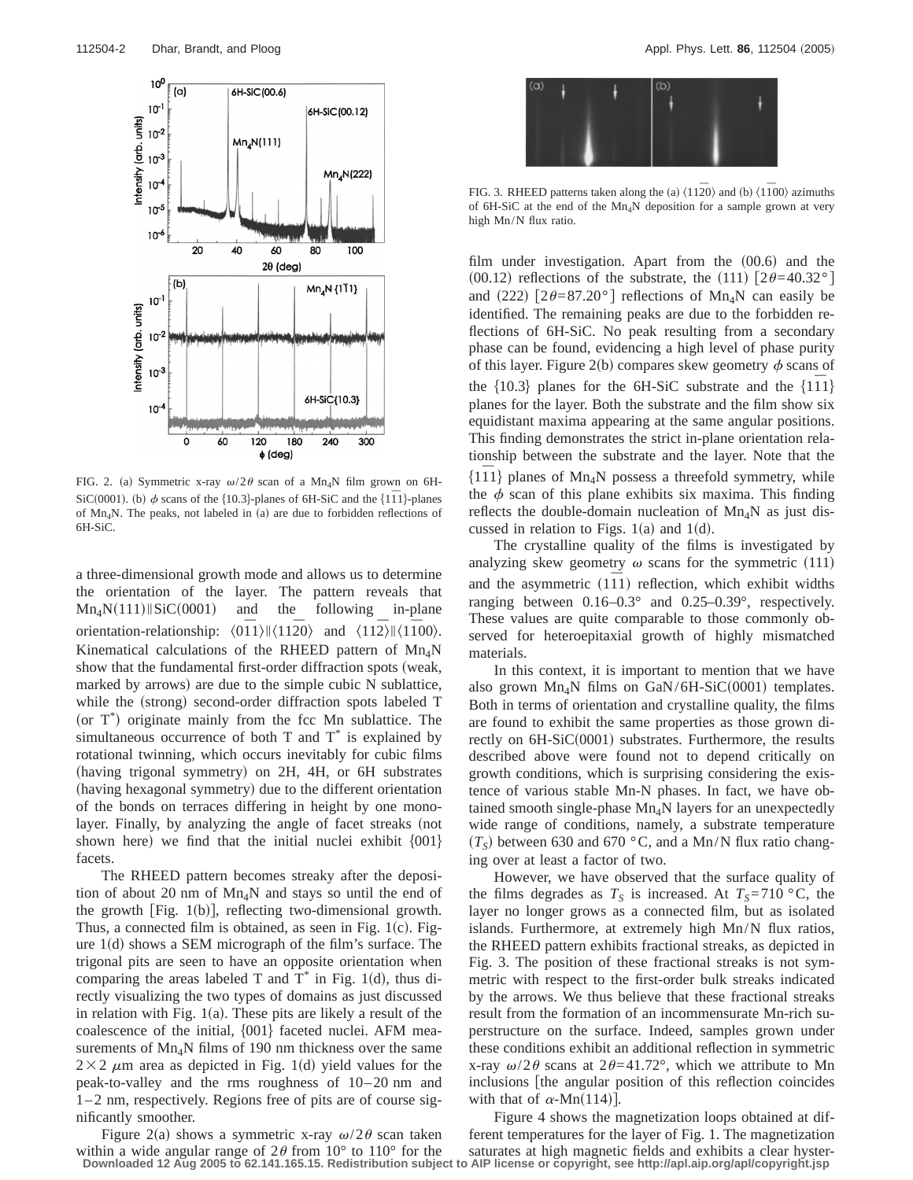FIG. 2. (a) Symmetric x-ray $\omega/2\theta$ scan of a $Mn_4N$ film grown on 6H-SiC(0001). (b) $\phi$ scans of the {10.3}-planes of 6H-SiC and the $\{1\bar{1}1\}$-planes of $Mn_4N$. The peaks, not labeled in (a) are due to forbidden reflections of 6H-SiC.

a three-dimensional growth mode and allows us to determine the orientation of the layer. The pattern reveals that $Mn_4N(111)\|SiC(0001)$ and the following in-plane orientation-relationship: $\langle 0\bar{1}1\rangle \| \langle 11\bar{2}0\rangle$ and $\langle 11\bar{2}\rangle \| \langle 1\bar{1}00\rangle$. Kinematical calculations of the RHEED pattern of $Mn_4N$ show that the fundamental first-order diffraction spots (weak, marked by arrows) are due to the simple cubic N sublattice, while the (strong) second-order diffraction spots labeled T (or T*) originate mainly from the fcc Mn sublattice. The simultaneous occurrence of both T and T* is explained by rotational twinning, which occurs inevitably for cubic films (having trigonal symmetry) on 2H, 4H, or 6H substrates (having hexagonal symmetry) due to the different orientation of the bonds on terraces differing in height by one monolayer. Finally, by analyzing the angle of facet streaks (not shown here) we find that the initial nuclei exhibit {001} facets.

The RHEED pattern becomes streaky after the deposition of about 20 nm of $Mn_4N$ and stays so until the end of the growth [Fig. 1(b)], reflecting two-dimensional growth. Thus, a connected film is obtained, as seen in Fig. 1(c). Figure 1(d) shows a SEM micrograph of the film's surface. The trigonal pits are seen to have an opposite orientation when comparing the areas labeled T and T* in Fig. 1(d), thus directly visualizing the two types of domains as just discussed in relation with Fig. 1(a). These pits are likely a result of the coalescence of the initial, {001} faceted nuclei. AFM measurements of $Mn_4N$ films of 190 nm thickness over the same $2\times 2$ $\mu$m area as depicted in Fig. 1(d) yield values for the peak-to-valley and the rms roughness of 10–20 nm and 1–2 nm, respectively. Regions free of pits are of course significantly smoother.

Figure 2(a) shows a symmetric x-ray $\omega/2\theta$ scan taken within a wide angular range of $2\theta$ from 10° to 110° for the film under investigation. Apart from the (00.6) and the (00.12) reflections of the substrate, the (111) [$2\theta$=40.32°] and (222) [$2\theta$=87.20°] reflections of $Mn_4N$ can easily be identified. The remaining peaks are due to the forbidden reflections of 6H-SiC. No peak resulting from a secondary phase can be found, evidencing a high level of phase purity of this layer. Figure 2(b) compares skew geometry $\phi$ scans of the {10.3} planes for the 6H-SiC substrate and the $\{1\bar{1}1\}$ planes for the layer. Both the substrate and the film show six equidistant maxima appearing at the same angular positions. This finding demonstrates the strict in-plane orientation relationship between the substrate and the layer. Note that the $\{1\bar{1}1\}$ planes of $Mn_4N$ possess a threefold symmetry, while the $\phi$ scan of this plane exhibits six maxima. This finding reflects the double-domain nucleation of $Mn_4N$ as just discussed in relation to Figs. 1(a) and 1(d).

FIG. 3. RHEED patterns taken along the (a) $\langle 11\bar{2}0\rangle$ and (b) $\langle 1\bar{1}00\rangle$ azimuths of 6H-SiC at the end of the $Mn_4N$ deposition for a sample grown at very high Mn/N flux ratio.

The crystalline quality of the films is investigated by analyzing skew geometry $\omega$ scans for the symmetric (111) and the asymmetric $(1\bar{1}1)$ reflection, which exhibit widths ranging between 0.16–0.3° and 0.25–0.39°, respectively. These values are quite comparable to those commonly observed for heteroepitaxial growth of highly mismatched materials.

In this context, it is important to mention that we have also grown $Mn_4N$ films on GaN/6H-SiC(0001) templates. Both in terms of orientation and crystalline quality, the films are found to exhibit the same properties as those grown directly on 6H-SiC(0001) substrates. Furthermore, the results described above were found not to depend critically on growth conditions, which is surprising considering the existence of various stable Mn-N phases. In fact, we have obtained smooth single-phase $Mn_4N$ layers for an unexpectedly wide range of conditions, namely, a substrate temperature ($T_S$) between 630 and 670 °C, and a Mn/N flux ratio changing over at least a factor of two.

However, we have observed that the surface quality of the films degrades as $T_S$ is increased. At $T_S$=710 °C, the layer no longer grows as a connected film, but as isolated islands. Furthermore, at extremely high Mn/N flux ratios, the RHEED pattern exhibits fractional streaks, as depicted in Fig. 3. The position of these fractional streaks is not symmetric with respect to the first-order bulk streaks indicated by the arrows. We thus believe that these fractional streaks result from the formation of an incommensurate Mn-rich superstructure on the surface. Indeed, samples grown under these conditions exhibit an additional reflection in symmetric x-ray $\omega/2\theta$ scans at $2\theta$=41.72°, which we attribute to Mn inclusions [the angular position of this reflection coincides with that of $\alpha$-Mn(114)].

Figure 4 shows the magnetization loops obtained at different temperatures for the layer of Fig. 1. The magnetization saturates at high magnetic fields and exhibits a clear hyster-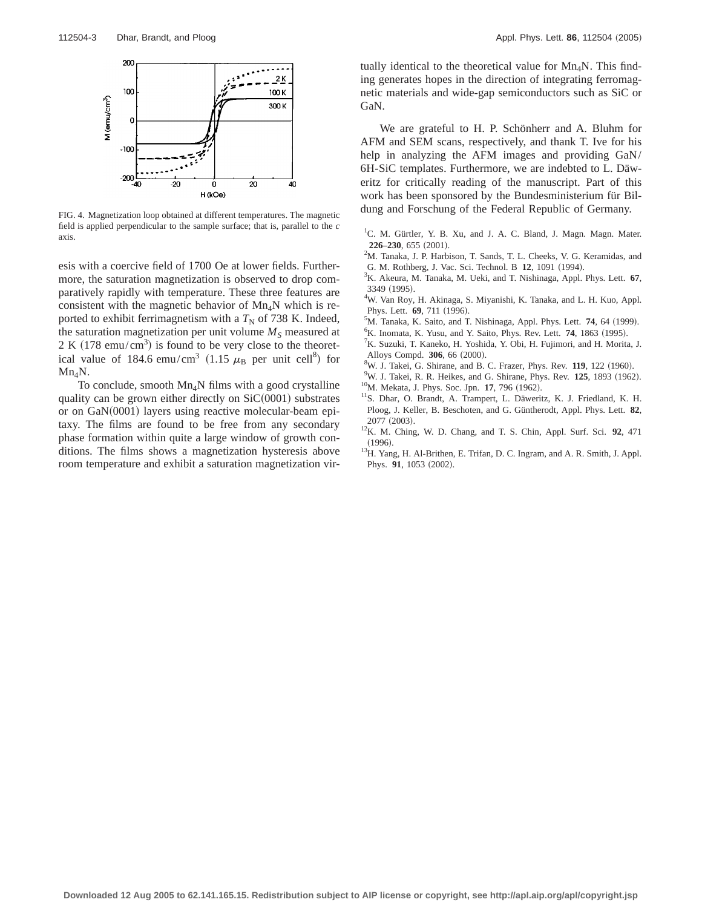200

100

0

-100

-200

-40 -20 0 20 40

M (emu/cm³)

H (kOe)

2 K

100 K

300 K

FIG. 4. Magnetization loop obtained at different temperatures. The magnetic field is applied perpendicular to the sample surface; that is, parallel to the *c* axis.

esis with a coercive field of 1700 Oe at lower fields. Furthermore, the saturation magnetization is observed to drop comparatively rapidly with temperature. These three features are consistent with the magnetic behavior of $Mn_4N$ which is reported to exhibit ferrimagnetism with a $T_N$ of 738 K. Indeed, the saturation magnetization per unit volume $M_S$ measured at 2 K $(178\ \mathrm{emu/cm^3})$ is found to be very close to the theoretical value of $184.6\ \mathrm{emu/cm^3}$ $(1.15\ \mu_B$ per unit cell[8]$)$ for $Mn_4N$.

To conclude, smooth $Mn_4N$ films with a good crystalline quality can be grown either directly on SiC(0001) substrates or on GaN(0001) layers using reactive molecular-beam epitaxy. The films are found to be free from any secondary phase formation within quite a large window of growth conditions. The films shows a magnetization hysteresis above room temperature and exhibit a saturation magnetization virtually identical to the theoretical value for $Mn_4N$. This finding generates hopes in the direction of integrating ferromagnetic materials and wide-gap semiconductors such as SiC or GaN.

We are grateful to H. P. Schönherr and A. Bluhm for AFM and SEM scans, respectively, and thank T. Ive for his help in analyzing the AFM images and providing GaN/6H-SiC templates. Furthermore, we are indebted to L. Däweritz for critically reading of the manuscript. Part of this work has been sponsored by the Bundesministerium für Bildung and Forschung of the Federal Republic of Germany.

[1] C. M. Gürtler, Y. B. Xu, and J. A. C. Bland, J. Magn. Magn. Mater. **226–230**, 655 (2001).

[2] M. Tanaka, J. P. Harbison, T. Sands, T. L. Cheeks, V. G. Keramidas, and G. M. Rothberg, J. Vac. Sci. Technol. B **12**, 1091 (1994).

[3] K. Akeura, M. Tanaka, M. Ueki, and T. Nishinaga, Appl. Phys. Lett. **67**, 3349 (1995).

[4] W. Van Roy, H. Akinaga, S. Miyanishi, K. Tanaka, and L. H. Kuo, Appl. Phys. Lett. **69**, 711 (1996).

[5] M. Tanaka, K. Saito, and T. Nishinaga, Appl. Phys. Lett. **74**, 64 (1999).

[6] K. Inomata, K. Yusu, and Y. Saito, Phys. Rev. Lett. **74**, 1863 (1995).

[7] K. Suzuki, T. Kaneko, H. Yoshida, Y. Obi, H. Fujimori, and H. Morita, J. Alloys Compd. **306**, 66 (2000).

[8] W. J. Takei, G. Shirane, and B. C. Frazer, Phys. Rev. **119**, 122 (1960).

[9] W. J. Takei, R. R. Heikes, and G. Shirane, Phys. Rev. **125**, 1893 (1962).

[10] M. Mekata, J. Phys. Soc. Jpn. **17**, 796 (1962).

[11] S. Dhar, O. Brandt, A. Trampert, L. Däweritz, K. J. Friedland, K. H. Ploog, J. Keller, B. Beschoten, and G. Güntherodt, Appl. Phys. Lett. **82**, 2077 (2003).

[12] K. M. Ching, W. D. Chang, and T. S. Chin, Appl. Surf. Sci. **92**, 471 (1996).

[13] H. Yang, H. Al-Brithen, E. Trifan, D. C. Ingram, and A. R. Smith, J. Appl. Phys. **91**, 1053 (2002).